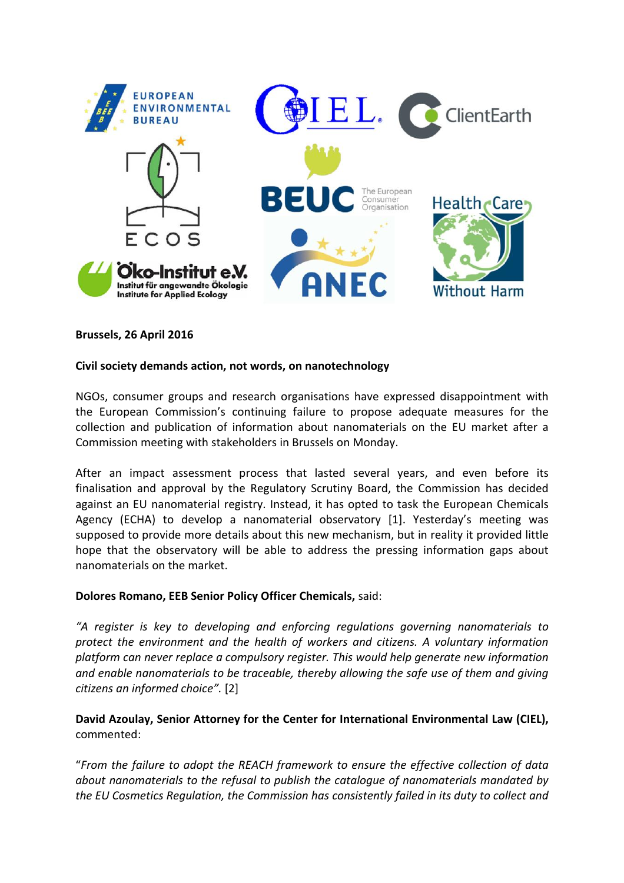**Brussels, 26 April 2016**

**Civil society demands action, not words, on nanotechnology**

NGOs, consumer groups and research organisations have expressed disappointment with the European Commission's continuing failure to propose adequate measures for the collection and publication of information about nanomaterials on the EU market after a Commission meeting with stakeholders in Brussels on Monday.

After an impact assessment process that lasted several years, and even before its finalisation and approval by the Regulatory Scrutiny Board, the Commission has decided against an EU nanomaterial registry. Instead, it has opted to task the European Chemicals Agency (ECHA) to develop a nanomaterial observatory [1]. Yesterday's meeting was supposed to provide more details about this new mechanism, but in reality it provided little hope that the observatory will be able to address the pressing information gaps about nanomaterials on the market.

**Dolores Romano, EEB Senior Policy Officer Chemicals,** said:

*"A register is key to developing and enforcing regulations governing nanomaterials to protect the environment and the health of workers and citizens. A voluntary information platform can never replace a compulsory register. This would help generate new information and enable nanomaterials to be traceable, thereby allowing the safe use of them and giving citizens an informed choice".* [2]

**David Azoulay, Senior Attorney for the Center for International Environmental Law (CIEL),** commented:

"*From the failure to adopt the REACH framework to ensure the effective collection of data about nanomaterials to the refusal to publish the catalogue of nanomaterials mandated by the EU Cosmetics Regulation, the Commission has consistently failed in its duty to collect and*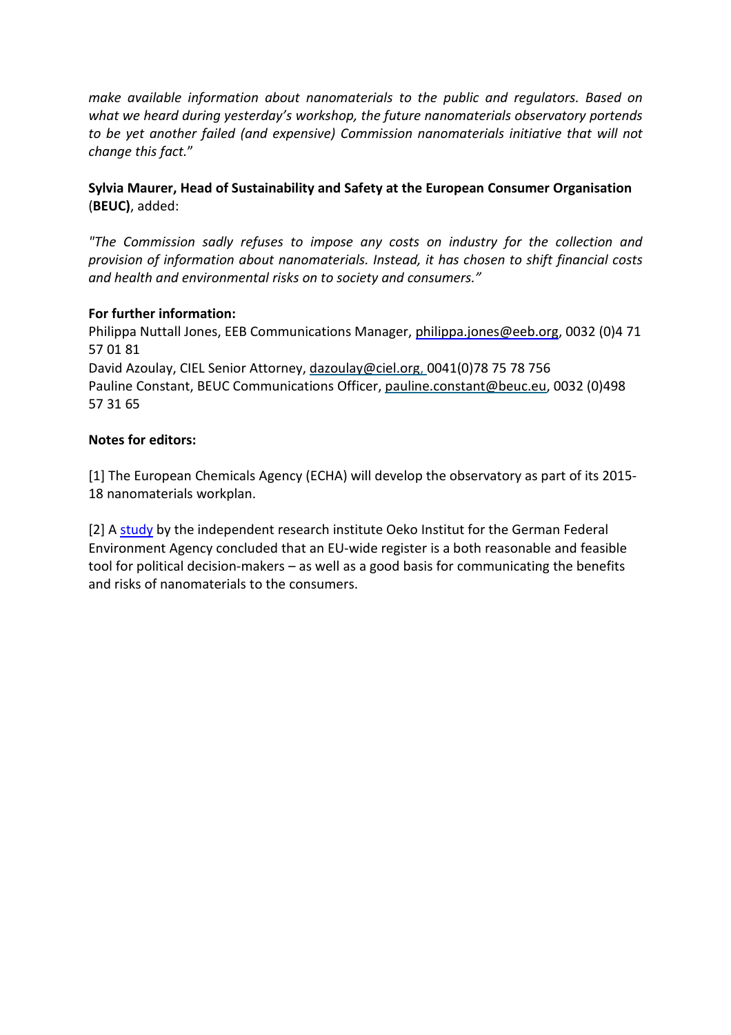*make available information about nanomaterials to the public and regulators. Based on what we heard during yesterday's workshop, the future nanomaterials observatory portends to be yet another failed (and expensive) Commission nanomaterials initiative that will not change this fact.*"

**Sylvia Maurer, Head of Sustainability and Safety at the European Consumer Organisation** (**BEUC)**, added:

*"The Commission sadly refuses to impose any costs on industry for the collection and provision of information about nanomaterials. Instead, it has chosen to shift financial costs and health and environmental risks on to society and consumers."*

**For further information:**

Philippa Nuttall Jones, EEB Communications Manager, philippa.jones@eeb.org, 0032 (0)4 71 57 01 81
David Azoulay, CIEL Senior Attorney, dazoulay@ciel.org, 0041(0)78 75 78 756
Pauline Constant, BEUC Communications Officer, pauline.constant@beuc.eu, 0032 (0)498 57 31 65

**Notes for editors:**

[1] The European Chemicals Agency (ECHA) will develop the observatory as part of its 2015-18 nanomaterials workplan.

[2] A study by the independent research institute Oeko Institut for the German Federal Environment Agency concluded that an EU-wide register is a both reasonable and feasible tool for political decision-makers – as well as a good basis for communicating the benefits and risks of nanomaterials to the consumers.